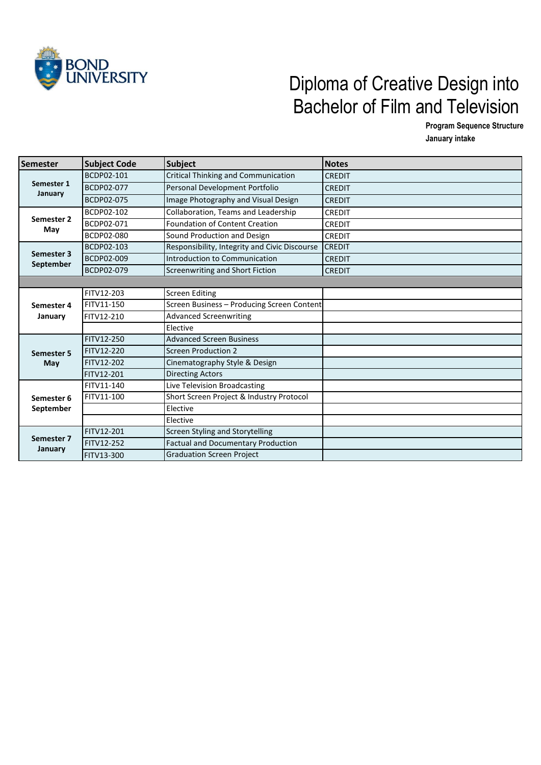BOND UNIVERSITY

# Diploma of Creative Design into Bachelor of Film and Television

**Program Sequence Structure**

**January intake**

| Semester | Subject Code | Subject | Notes |
|---|---|---|---|
| **Semester 1 January** | BCDP02-101 | Critical Thinking and Communication | CREDIT |
| | BCDP02-077 | Personal Development Portfolio | CREDIT |
| | BCDP02-075 | Image Photography and Visual Design | CREDIT |
| **Semester 2 May** | BCDP02-102 | Collaboration, Teams and Leadership | CREDIT |
| | BCDP02-071 | Foundation of Content Creation | CREDIT |
| | BCDP02-080 | Sound Production and Design | CREDIT |
| **Semester 3 September** | BCDP02-103 | Responsibility, Integrity and Civic Discourse | CREDIT |
| | BCDP02-009 | Introduction to Communication | CREDIT |
| | BCDP02-079 | Screenwriting and Short Fiction | CREDIT |
| | | | |
| **Semester 4 January** | FITV12-203 | Screen Editing | |
| | FITV11-150 | Screen Business – Producing Screen Content | |
| | FITV12-210 | Advanced Screenwriting | |
| | | Elective | |
| **Semester 5 May** | FITV12-250 | Advanced Screen Business | |
| | FITV12-220 | Screen Production 2 | |
| | FITV12-202 | Cinematography Style & Design | |
| | FITV12-201 | Directing Actors | |
| **Semester 6 September** | FITV11-140 | Live Television Broadcasting | |
| | FITV11-100 | Short Screen Project & Industry Protocol | |
| | | Elective | |
| | | Elective | |
| **Semester 7 January** | FITV12-201 | Screen Styling and Storytelling | |
| | FITV12-252 | Factual and Documentary Production | |
| | FITV13-300 | Graduation Screen Project | |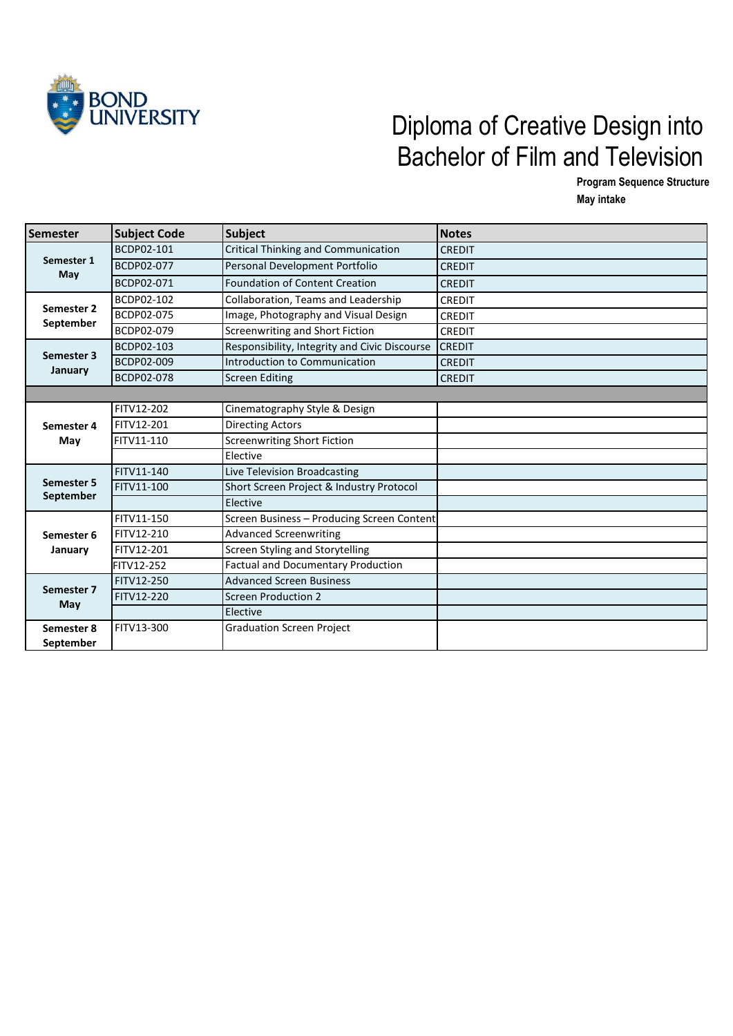# Diploma of Creative Design into Bachelor of Film and Television

**Program Sequence Structure**
**May intake**

| Semester | Subject Code | Subject | Notes |
|---|---|---|---|
| Semester 1 May | BCDP02-101 | Critical Thinking and Communication | CREDIT |
| | BCDP02-077 | Personal Development Portfolio | CREDIT |
| | BCDP02-071 | Foundation of Content Creation | CREDIT |
| Semester 2 September | BCDP02-102 | Collaboration, Teams and Leadership | CREDIT |
| | BCDP02-075 | Image, Photography and Visual Design | CREDIT |
| | BCDP02-079 | Screenwriting and Short Fiction | CREDIT |
| Semester 3 January | BCDP02-103 | Responsibility, Integrity and Civic Discourse | CREDIT |
| | BCDP02-009 | Introduction to Communication | CREDIT |
| | BCDP02-078 | Screen Editing | CREDIT |
| | | | |
| Semester 4 May | FITV12-202 | Cinematography Style & Design | |
| | FITV12-201 | Directing Actors | |
| | FITV11-110 | Screenwriting Short Fiction | |
| | | Elective | |
| Semester 5 September | FITV11-140 | Live Television Broadcasting | |
| | FITV11-100 | Short Screen Project & Industry Protocol | |
| | | Elective | |
| Semester 6 January | FITV11-150 | Screen Business – Producing Screen Content | |
| | FITV12-210 | Advanced Screenwriting | |
| | FITV12-201 | Screen Styling and Storytelling | |
| | FITV12-252 | Factual and Documentary Production | |
| Semester 7 May | FITV12-250 | Advanced Screen Business | |
| | FITV12-220 | Screen Production 2 | |
| | | Elective | |
| Semester 8 September | FITV13-300 | Graduation Screen Project | |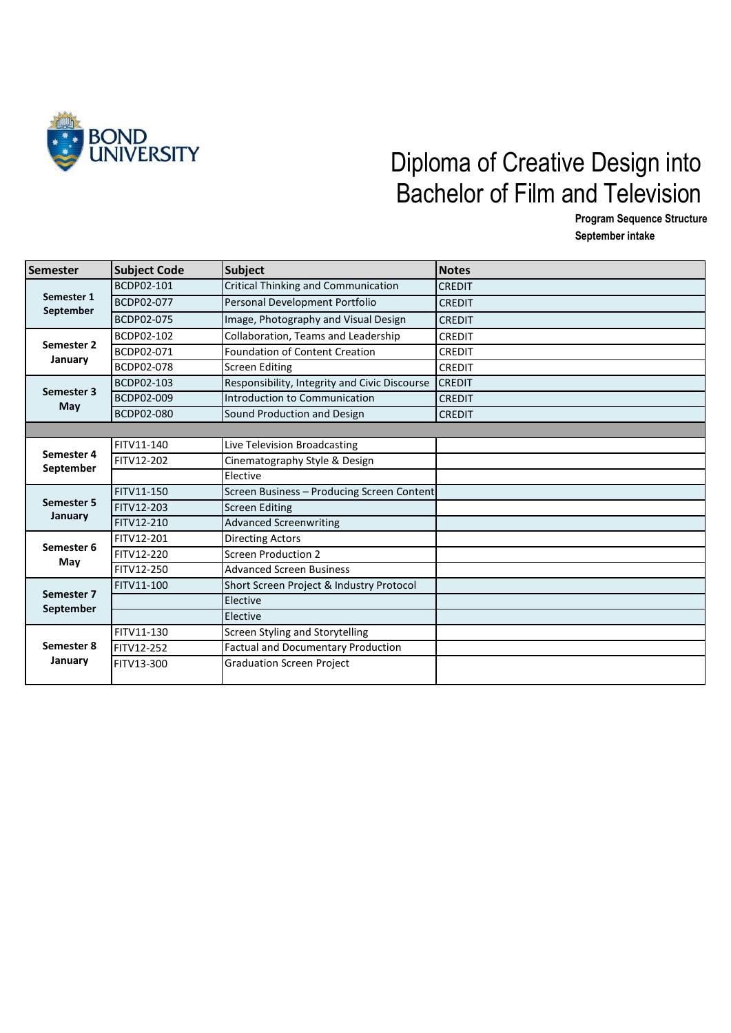BOND UNIVERSITY

# Diploma of Creative Design into Bachelor of Film and Television

**Program Sequence Structure**

**September intake**

| Semester | Subject Code | Subject | Notes |
|---|---|---|---|
| **Semester 1 September** | BCDP02-101 | Critical Thinking and Communication | CREDIT |
| | BCDP02-077 | Personal Development Portfolio | CREDIT |
| | BCDP02-075 | Image, Photography and Visual Design | CREDIT |
| **Semester 2 January** | BCDP02-102 | Collaboration, Teams and Leadership | CREDIT |
| | BCDP02-071 | Foundation of Content Creation | CREDIT |
| | BCDP02-078 | Screen Editing | CREDIT |
| **Semester 3 May** | BCDP02-103 | Responsibility, Integrity and Civic Discourse | CREDIT |
| | BCDP02-009 | Introduction to Communication | CREDIT |
| | BCDP02-080 | Sound Production and Design | CREDIT |
| | | | |
| **Semester 4 September** | FITV11-140 | Live Television Broadcasting | |
| | FITV12-202 | Cinematography Style & Design | |
| | | Elective | |
| **Semester 5 January** | FITV11-150 | Screen Business – Producing Screen Content | |
| | FITV12-203 | Screen Editing | |
| | FITV12-210 | Advanced Screenwriting | |
| **Semester 6 May** | FITV12-201 | Directing Actors | |
| | FITV12-220 | Screen Production 2 | |
| | FITV12-250 | Advanced Screen Business | |
| **Semester 7 September** | FITV11-100 | Short Screen Project & Industry Protocol | |
| | | Elective | |
| | | Elective | |
| **Semester 8 January** | FITV11-130 | Screen Styling and Storytelling | |
| | FITV12-252 | Factual and Documentary Production | |
| | FITV13-300 | Graduation Screen Project | |